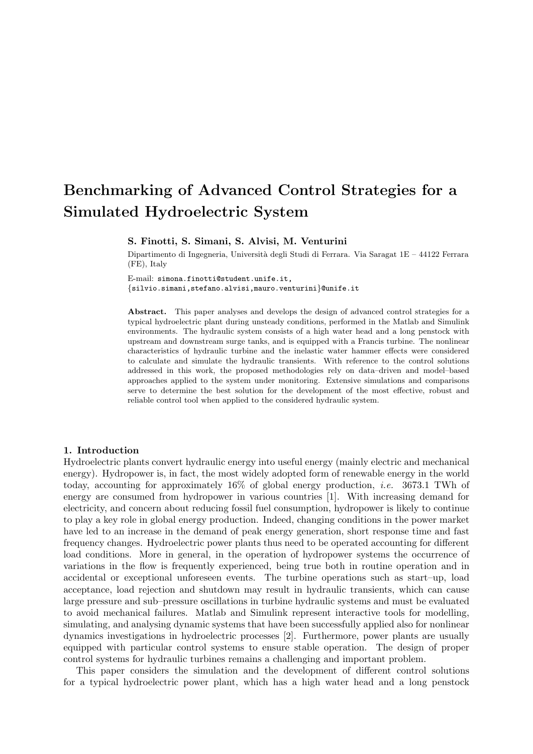# Benchmarking of Advanced Control Strategies for a Simulated Hydroelectric System

**S. Finotti, S. Simani, S. Alvisi, M. Venturini**

Dipartimento di Ingegneria, Università degli Studi di Ferrara. Via Saragat 1E – 44122 Ferrara (FE), Italy

E-mail: simona.finotti@student.unife.it, {silvio.simani,stefano.alvisi,mauro.venturini}@unife.it

**Abstract.** This paper analyses and develops the design of advanced control strategies for a typical hydroelectric plant during unsteady conditions, performed in the Matlab and Simulink environments. The hydraulic system consists of a high water head and a long penstock with upstream and downstream surge tanks, and is equipped with a Francis turbine. The nonlinear characteristics of hydraulic turbine and the inelastic water hammer effects were considered to calculate and simulate the hydraulic transients. With reference to the control solutions addressed in this work, the proposed methodologies rely on data–driven and model–based approaches applied to the system under monitoring. Extensive simulations and comparisons serve to determine the best solution for the development of the most effective, robust and reliable control tool when applied to the considered hydraulic system.

## 1. Introduction

Hydroelectric plants convert hydraulic energy into useful energy (mainly electric and mechanical energy). Hydropower is, in fact, the most widely adopted form of renewable energy in the world today, accounting for approximately 16% of global energy production, *i.e.* 3673.1 TWh of energy are consumed from hydropower in various countries [1]. With increasing demand for electricity, and concern about reducing fossil fuel consumption, hydropower is likely to continue to play a key role in global energy production. Indeed, changing conditions in the power market have led to an increase in the demand of peak energy generation, short response time and fast frequency changes. Hydroelectric power plants thus need to be operated accounting for different load conditions. More in general, in the operation of hydropower systems the occurrence of variations in the flow is frequently experienced, being true both in routine operation and in accidental or exceptional unforeseen events. The turbine operations such as start–up, load acceptance, load rejection and shutdown may result in hydraulic transients, which can cause large pressure and sub–pressure oscillations in turbine hydraulic systems and must be evaluated to avoid mechanical failures. Matlab and Simulink represent interactive tools for modelling, simulating, and analysing dynamic systems that have been successfully applied also for nonlinear dynamics investigations in hydroelectric processes [2]. Furthermore, power plants are usually equipped with particular control systems to ensure stable operation. The design of proper control systems for hydraulic turbines remains a challenging and important problem.

This paper considers the simulation and the development of different control solutions for a typical hydroelectric power plant, which has a high water head and a long penstock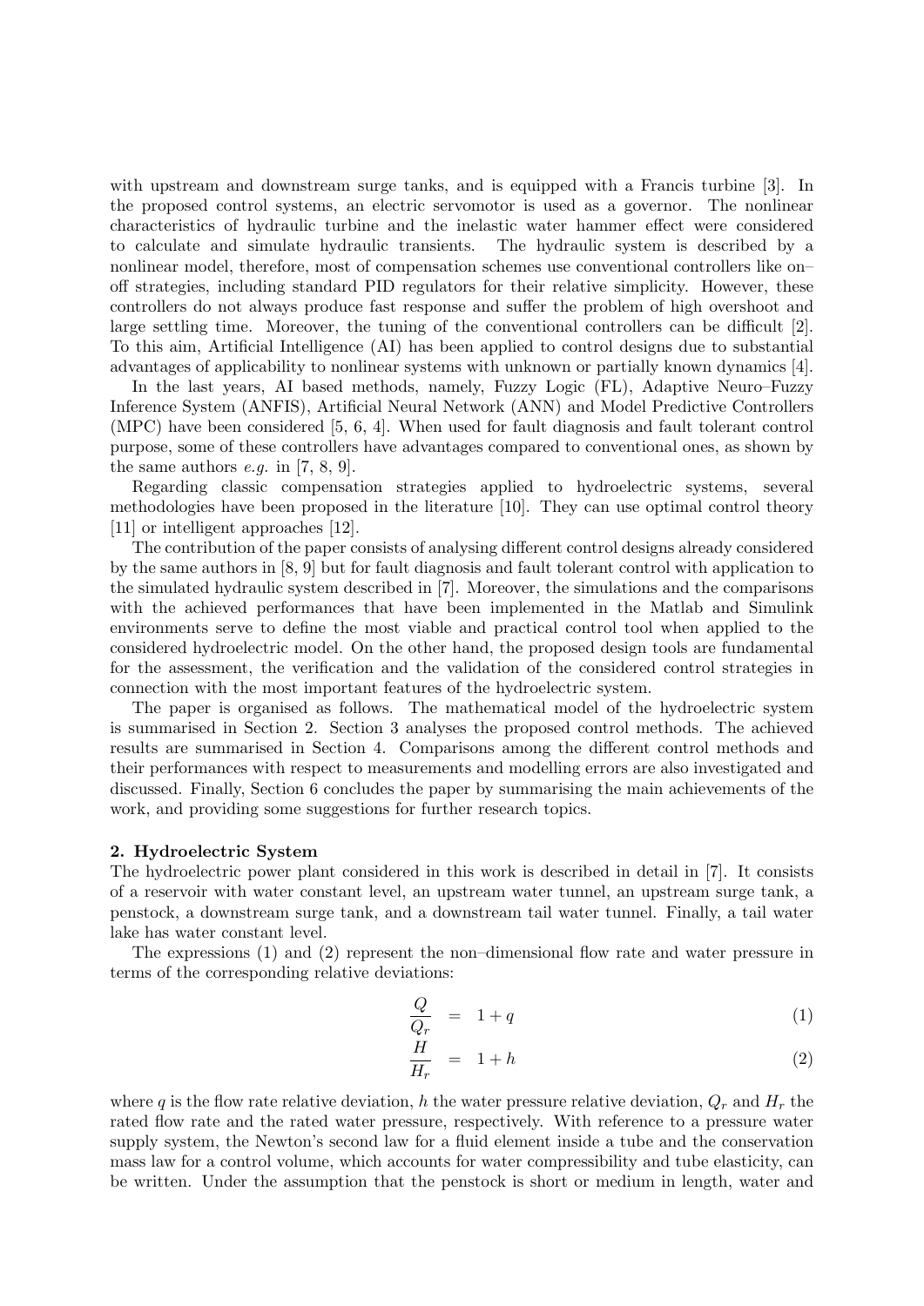with upstream and downstream surge tanks, and is equipped with a Francis turbine [3]. In the proposed control systems, an electric servomotor is used as a governor. The nonlinear characteristics of hydraulic turbine and the inelastic water hammer effect were considered to calculate and simulate hydraulic transients. The hydraulic system is described by a nonlinear model, therefore, most of compensation schemes use conventional controllers like on–off strategies, including standard PID regulators for their relative simplicity. However, these controllers do not always produce fast response and suffer the problem of high overshoot and large settling time. Moreover, the tuning of the conventional controllers can be difficult [2]. To this aim, Artificial Intelligence (AI) has been applied to control designs due to substantial advantages of applicability to nonlinear systems with unknown or partially known dynamics [4].

In the last years, AI based methods, namely, Fuzzy Logic (FL), Adaptive Neuro–Fuzzy Inference System (ANFIS), Artificial Neural Network (ANN) and Model Predictive Controllers (MPC) have been considered [5, 6, 4]. When used for fault diagnosis and fault tolerant control purpose, some of these controllers have advantages compared to conventional ones, as shown by the same authors *e.g.* in [7, 8, 9].

Regarding classic compensation strategies applied to hydroelectric systems, several methodologies have been proposed in the literature [10]. They can use optimal control theory [11] or intelligent approaches [12].

The contribution of the paper consists of analysing different control designs already considered by the same authors in [8, 9] but for fault diagnosis and fault tolerant control with application to the simulated hydraulic system described in [7]. Moreover, the simulations and the comparisons with the achieved performances that have been implemented in the Matlab and Simulink environments serve to define the most viable and practical control tool when applied to the considered hydroelectric model. On the other hand, the proposed design tools are fundamental for the assessment, the verification and the validation of the considered control strategies in connection with the most important features of the hydroelectric system.

The paper is organised as follows. The mathematical model of the hydroelectric system is summarised in Section 2. Section 3 analyses the proposed control methods. The achieved results are summarised in Section 4. Comparisons among the different control methods and their performances with respect to measurements and modelling errors are also investigated and discussed. Finally, Section 6 concludes the paper by summarising the main achievements of the work, and providing some suggestions for further research topics.

## 2. Hydroelectric System

The hydroelectric power plant considered in this work is described in detail in [7]. It consists of a reservoir with water constant level, an upstream water tunnel, an upstream surge tank, a penstock, a downstream surge tank, and a downstream tail water tunnel. Finally, a tail water lake has water constant level.

The expressions (1) and (2) represent the non–dimensional flow rate and water pressure in terms of the corresponding relative deviations:

$$\frac{Q}{Q_r} = 1 + q \tag{1}$$

$$\frac{H}{H_r} = 1 + h \tag{2}$$

where $q$ is the flow rate relative deviation, $h$ the water pressure relative deviation, $Q_r$ and $H_r$ the rated flow rate and the rated water pressure, respectively. With reference to a pressure water supply system, the Newton's second law for a fluid element inside a tube and the conservation mass law for a control volume, which accounts for water compressibility and tube elasticity, can be written. Under the assumption that the penstock is short or medium in length, water and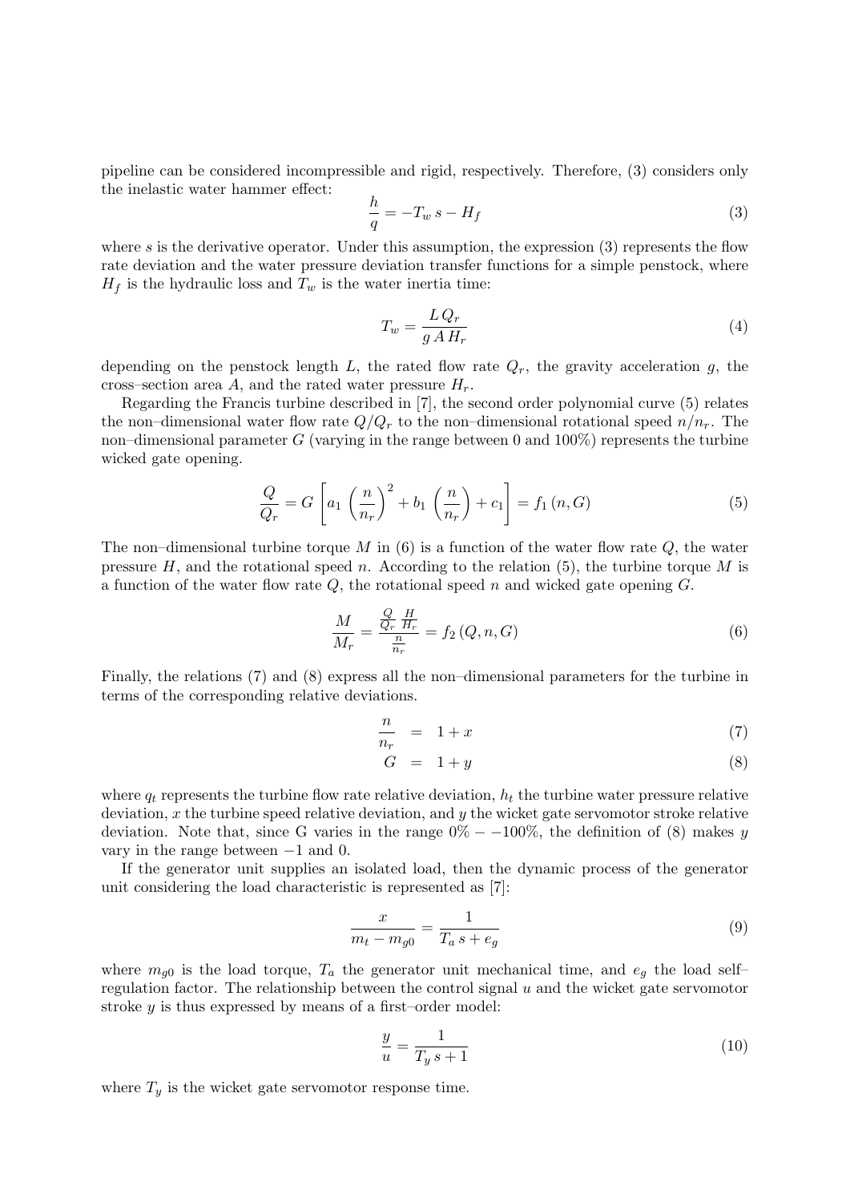pipeline can be considered incompressible and rigid, respectively. Therefore, (3) considers only the inelastic water hammer effect:

$$\frac{h}{q} = -T_w\, s - H_f \tag{3}$$

where $s$ is the derivative operator. Under this assumption, the expression (3) represents the flow rate deviation and the water pressure deviation transfer functions for a simple penstock, where $H_f$ is the hydraulic loss and $T_w$ is the water inertia time:

$$T_w = \frac{L\, Q_r}{g\, A\, H_r} \tag{4}$$

depending on the penstock length $L$, the rated flow rate $Q_r$, the gravity acceleration $g$, the cross–section area $A$, and the rated water pressure $H_r$.

Regarding the Francis turbine described in [7], the second order polynomial curve (5) relates the non–dimensional water flow rate $Q/Q_r$ to the non–dimensional rotational speed $n/n_r$. The non–dimensional parameter $G$ (varying in the range between 0 and 100%) represents the turbine wicked gate opening.

$$\frac{Q}{Q_r} = G\left[a_1\left(\frac{n}{n_r}\right)^2 + b_1\left(\frac{n}{n_r}\right) + c_1\right] = f_1\left(n, G\right) \tag{5}$$

The non–dimensional turbine torque $M$ in (6) is a function of the water flow rate $Q$, the water pressure $H$, and the rotational speed $n$. According to the relation (5), the turbine torque $M$ is a function of the water flow rate $Q$, the rotational speed $n$ and wicked gate opening $G$.

$$\frac{M}{M_r} = \frac{\frac{Q}{Q_r}\,\frac{H}{H_r}}{\frac{n}{n_r}} = f_2\left(Q, n, G\right) \tag{6}$$

Finally, the relations (7) and (8) express all the non–dimensional parameters for the turbine in terms of the corresponding relative deviations.

$$\frac{n}{n_r} = 1 + x \tag{7}$$

$$G = 1 + y \tag{8}$$

where $q_t$ represents the turbine flow rate relative deviation, $h_t$ the turbine water pressure relative deviation, $x$ the turbine speed relative deviation, and $y$ the wicket gate servomotor stroke relative deviation. Note that, since G varies in the range $0\% - -100\%$, the definition of (8) makes $y$ vary in the range between $-1$ and 0.

If the generator unit supplies an isolated load, then the dynamic process of the generator unit considering the load characteristic is represented as [7]:

$$\frac{x}{m_t - m_{g0}} = \frac{1}{T_a\, s + e_g} \tag{9}$$

where $m_{g0}$ is the load torque, $T_a$ the generator unit mechanical time, and $e_g$ the load self–regulation factor. The relationship between the control signal $u$ and the wicket gate servomotor stroke $y$ is thus expressed by means of a first–order model:

$$\frac{y}{u} = \frac{1}{T_y\, s + 1} \tag{10}$$

where $T_y$ is the wicket gate servomotor response time.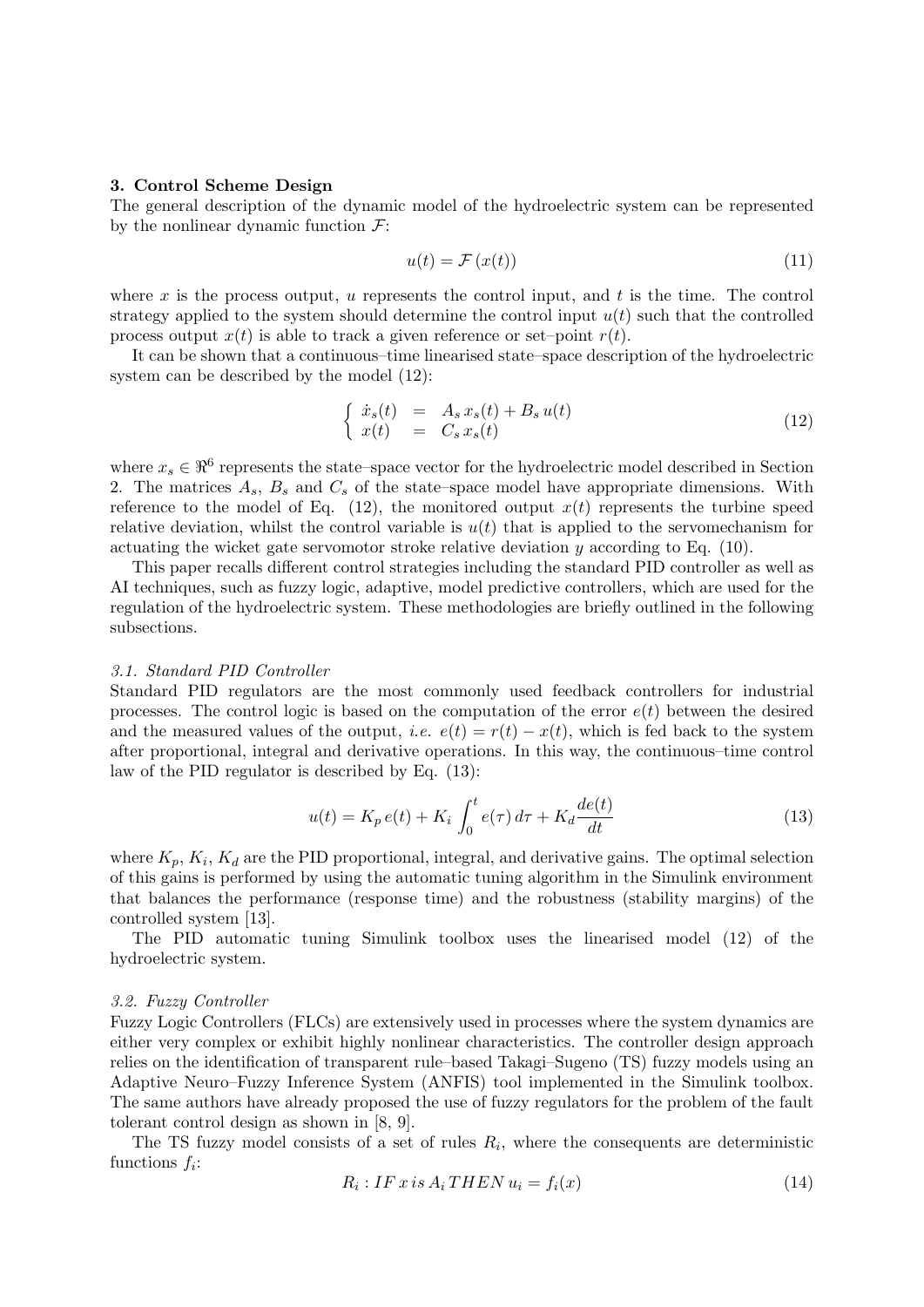## 3. Control Scheme Design

The general description of the dynamic model of the hydroelectric system can be represented by the nonlinear dynamic function $\mathcal{F}$:

$$u(t) = \mathcal{F}\left(x(t)\right) \tag{11}$$

where $x$ is the process output, $u$ represents the control input, and $t$ is the time. The control strategy applied to the system should determine the control input $u(t)$ such that the controlled process output $x(t)$ is able to track a given reference or set–point $r(t)$.

It can be shown that a continuous–time linearised state–space description of the hydroelectric system can be described by the model (12):

$$\begin{cases} \dot{x}_s(t) &= A_s\, x_s(t) + B_s\, u(t) \\ x(t) &= C_s\, x_s(t) \end{cases} \tag{12}$$

where $x_s \in \Re^6$ represents the state–space vector for the hydroelectric model described in Section 2. The matrices $A_s$, $B_s$ and $C_s$ of the state–space model have appropriate dimensions. With reference to the model of Eq. (12), the monitored output $x(t)$ represents the turbine speed relative deviation, whilst the control variable is $u(t)$ that is applied to the servomechanism for actuating the wicket gate servomotor stroke relative deviation $y$ according to Eq. (10).

This paper recalls different control strategies including the standard PID controller as well as AI techniques, such as fuzzy logic, adaptive, model predictive controllers, which are used for the regulation of the hydroelectric system. These methodologies are briefly outlined in the following subsections.

### *3.1. Standard PID Controller*

Standard PID regulators are the most commonly used feedback controllers for industrial processes. The control logic is based on the computation of the error $e(t)$ between the desired and the measured values of the output, *i.e.* $e(t) = r(t) - x(t)$, which is fed back to the system after proportional, integral and derivative operations. In this way, the continuous–time control law of the PID regulator is described by Eq. (13):

$$u(t) = K_p\, e(t) + K_i \int_0^t e(\tau)\, d\tau + K_d \frac{de(t)}{dt} \tag{13}$$

where $K_p$, $K_i$, $K_d$ are the PID proportional, integral, and derivative gains. The optimal selection of this gains is performed by using the automatic tuning algorithm in the Simulink environment that balances the performance (response time) and the robustness (stability margins) of the controlled system [13].

The PID automatic tuning Simulink toolbox uses the linearised model (12) of the hydroelectric system.

### *3.2. Fuzzy Controller*

Fuzzy Logic Controllers (FLCs) are extensively used in processes where the system dynamics are either very complex or exhibit highly nonlinear characteristics. The controller design approach relies on the identification of transparent rule–based Takagi–Sugeno (TS) fuzzy models using an Adaptive Neuro–Fuzzy Inference System (ANFIS) tool implemented in the Simulink toolbox. The same authors have already proposed the use of fuzzy regulators for the problem of the fault tolerant control design as shown in [8, 9].

The TS fuzzy model consists of a set of rules $R_i$, where the consequents are deterministic functions $f_i$:

$$R_i : IF\, x\, is\, A_i\, THEN\, u_i = f_i(x) \tag{14}$$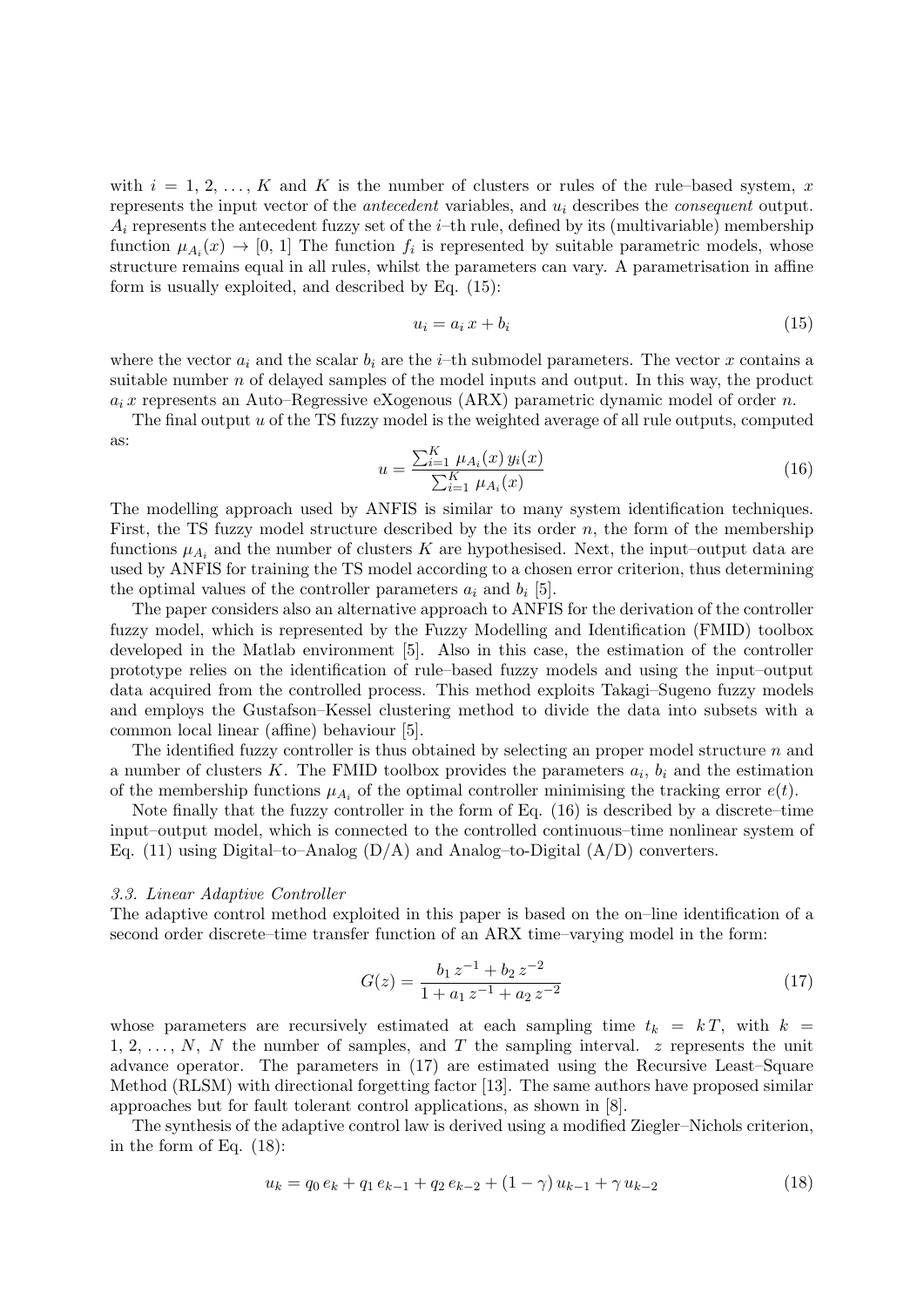with $i = 1, 2, \ldots, K$ and $K$ is the number of clusters or rules of the rule–based system, $x$ represents the input vector of the *antecedent* variables, and $u_i$ describes the *consequent* output. $A_i$ represents the antecedent fuzzy set of the $i$–th rule, defined by its (multivariable) membership function $\mu_{A_i}(x) \to [0, 1]$ The function $f_i$ is represented by suitable parametric models, whose structure remains equal in all rules, whilst the parameters can vary. A parametrisation in affine form is usually exploited, and described by Eq. (15):

$$u_i = a_i\, x + b_i \tag{15}$$

where the vector $a_i$ and the scalar $b_i$ are the $i$–th submodel parameters. The vector $x$ contains a suitable number $n$ of delayed samples of the model inputs and output. In this way, the product $a_i\, x$ represents an Auto–Regressive eXogenous (ARX) parametric dynamic model of order $n$.

The final output $u$ of the TS fuzzy model is the weighted average of all rule outputs, computed as:

$$u = \frac{\sum_{i=1}^{K} \mu_{A_i}(x)\, y_i(x)}{\sum_{i=1}^{K} \mu_{A_i}(x)} \tag{16}$$

The modelling approach used by ANFIS is similar to many system identification techniques. First, the TS fuzzy model structure described by the its order $n$, the form of the membership functions $\mu_{A_i}$ and the number of clusters $K$ are hypothesised. Next, the input–output data are used by ANFIS for training the TS model according to a chosen error criterion, thus determining the optimal values of the controller parameters $a_i$ and $b_i$ [5].

The paper considers also an alternative approach to ANFIS for the derivation of the controller fuzzy model, which is represented by the Fuzzy Modelling and Identification (FMID) toolbox developed in the Matlab environment [5]. Also in this case, the estimation of the controller prototype relies on the identification of rule–based fuzzy models and using the input–output data acquired from the controlled process. This method exploits Takagi–Sugeno fuzzy models and employs the Gustafson–Kessel clustering method to divide the data into subsets with a common local linear (affine) behaviour [5].

The identified fuzzy controller is thus obtained by selecting an proper model structure $n$ and a number of clusters $K$. The FMID toolbox provides the parameters $a_i$, $b_i$ and the estimation of the membership functions $\mu_{A_i}$ of the optimal controller minimising the tracking error $e(t)$.

Note finally that the fuzzy controller in the form of Eq. (16) is described by a discrete–time input–output model, which is connected to the controlled continuous–time nonlinear system of Eq. (11) using Digital–to–Analog (D/A) and Analog–to-Digital (A/D) converters.

### 3.3. Linear Adaptive Controller

The adaptive control method exploited in this paper is based on the on–line identification of a second order discrete–time transfer function of an ARX time–varying model in the form:

$$G(z) = \frac{b_1\, z^{-1} + b_2\, z^{-2}}{1 + a_1\, z^{-1} + a_2\, z^{-2}} \tag{17}$$

whose parameters are recursively estimated at each sampling time $t_k = k\, T$, with $k = 1, 2, \ldots, N$, $N$ the number of samples, and $T$ the sampling interval. $z$ represents the unit advance operator. The parameters in (17) are estimated using the Recursive Least–Square Method (RLSM) with directional forgetting factor [13]. The same authors have proposed similar approaches but for fault tolerant control applications, as shown in [8].

The synthesis of the adaptive control law is derived using a modified Ziegler–Nichols criterion, in the form of Eq. (18):

$$u_k = q_0\, e_k + q_1\, e_{k-1} + q_2\, e_{k-2} + (1 - \gamma)\, u_{k-1} + \gamma\, u_{k-2} \tag{18}$$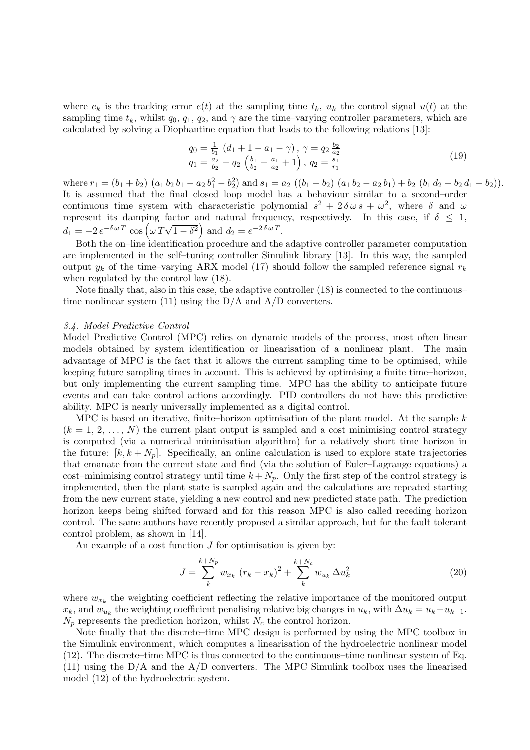where $e_k$ is the tracking error $e(t)$ at the sampling time $t_k$, $u_k$ the control signal $u(t)$ at the sampling time $t_k$, whilst $q_0$, $q_1$, $q_2$, and $\gamma$ are the time–varying controller parameters, which are calculated by solving a Diophantine equation that leads to the following relations [13]:

$$
\begin{array}{l}
q_0 = \frac{1}{b_1}\,\left(d_1 + 1 - a_1 - \gamma\right),\ \gamma = q_2\,\frac{b_2}{a_2} \\
q_1 = \frac{a_2}{b_2} - q_2\,\left(\frac{b_1}{b_2} - \frac{a_1}{a_2} + 1\right),\ q_2 = \frac{s_1}{r_1}
\end{array}
\tag{19}
$$

where $r_1 = (b_1 + b_2)\,\left(a_1\,b_2\,b_1 - a_2\,b_1^2 - b_2^2\right)$ and $s_1 = a_2\,\left((b_1 + b_2)\,\left(a_1\,b_2 - a_2\,b_1\right) + b_2\,\left(b_1\,d_2 - b_2\,d_1 - b_2\right)\right)$. It is assumed that the final closed loop model has a behaviour similar to a second–order continuous time system with characteristic polynomial $s^2 + 2\,\delta\,\omega\,s + \omega^2$, where $\delta$ and $\omega$ represent its damping factor and natural frequency, respectively. In this case, if $\delta \leq 1$, $d_1 = -2\,e^{-\delta\,\omega\,T}\,\cos\left(\omega\,T\sqrt{1-\delta^2}\right)$ and $d_2 = e^{-2\,\delta\,\omega\,T}$.

Both the on–line identification procedure and the adaptive controller parameter computation are implemented in the self–tuning controller Simulink library [13]. In this way, the sampled output $y_k$ of the time–varying ARX model (17) should follow the sampled reference signal $r_k$ when regulated by the control law (18).

Note finally that, also in this case, the adaptive controller (18) is connected to the continuous–time nonlinear system (11) using the D/A and A/D converters.

### *3.4. Model Predictive Control*

Model Predictive Control (MPC) relies on dynamic models of the process, most often linear models obtained by system identification or linearisation of a nonlinear plant. The main advantage of MPC is the fact that it allows the current sampling time to be optimised, while keeping future sampling times in account. This is achieved by optimising a finite time–horizon, but only implementing the current sampling time. MPC has the ability to anticipate future events and can take control actions accordingly. PID controllers do not have this predictive ability. MPC is nearly universally implemented as a digital control.

MPC is based on iterative, finite–horizon optimisation of the plant model. At the sample $k$ ($k = 1, 2, \ldots, N$) the current plant output is sampled and a cost minimising control strategy is computed (via a numerical minimisation algorithm) for a relatively short time horizon in the future: $[k, k + N_p]$. Specifically, an online calculation is used to explore state trajectories that emanate from the current state and find (via the solution of Euler–Lagrange equations) a cost–minimising control strategy until time $k + N_p$. Only the first step of the control strategy is implemented, then the plant state is sampled again and the calculations are repeated starting from the new current state, yielding a new control and new predicted state path. The prediction horizon keeps being shifted forward and for this reason MPC is also called receding horizon control. The same authors have recently proposed a similar approach, but for the fault tolerant control problem, as shown in [14].

An example of a cost function $J$ for optimisation is given by:

$$
J = \sum_{k}^{k+N_p} w_{x_k}\,\left(r_k - x_k\right)^2 + \sum_{k}^{k+N_c} w_{u_k}\,\Delta u_k^2
\tag{20}
$$

where $w_{x_k}$ the weighting coefficient reflecting the relative importance of the monitored output $x_k$, and $w_{u_k}$ the weighting coefficient penalising relative big changes in $u_k$, with $\Delta u_k = u_k - u_{k-1}$. $N_p$ represents the prediction horizon, whilst $N_c$ the control horizon.

Note finally that the discrete–time MPC design is performed by using the MPC toolbox in the Simulink environment, which computes a linearisation of the hydroelectric nonlinear model (12). The discrete–time MPC is thus connected to the continuous–time nonlinear system of Eq. (11) using the D/A and the A/D converters. The MPC Simulink toolbox uses the linearised model (12) of the hydroelectric system.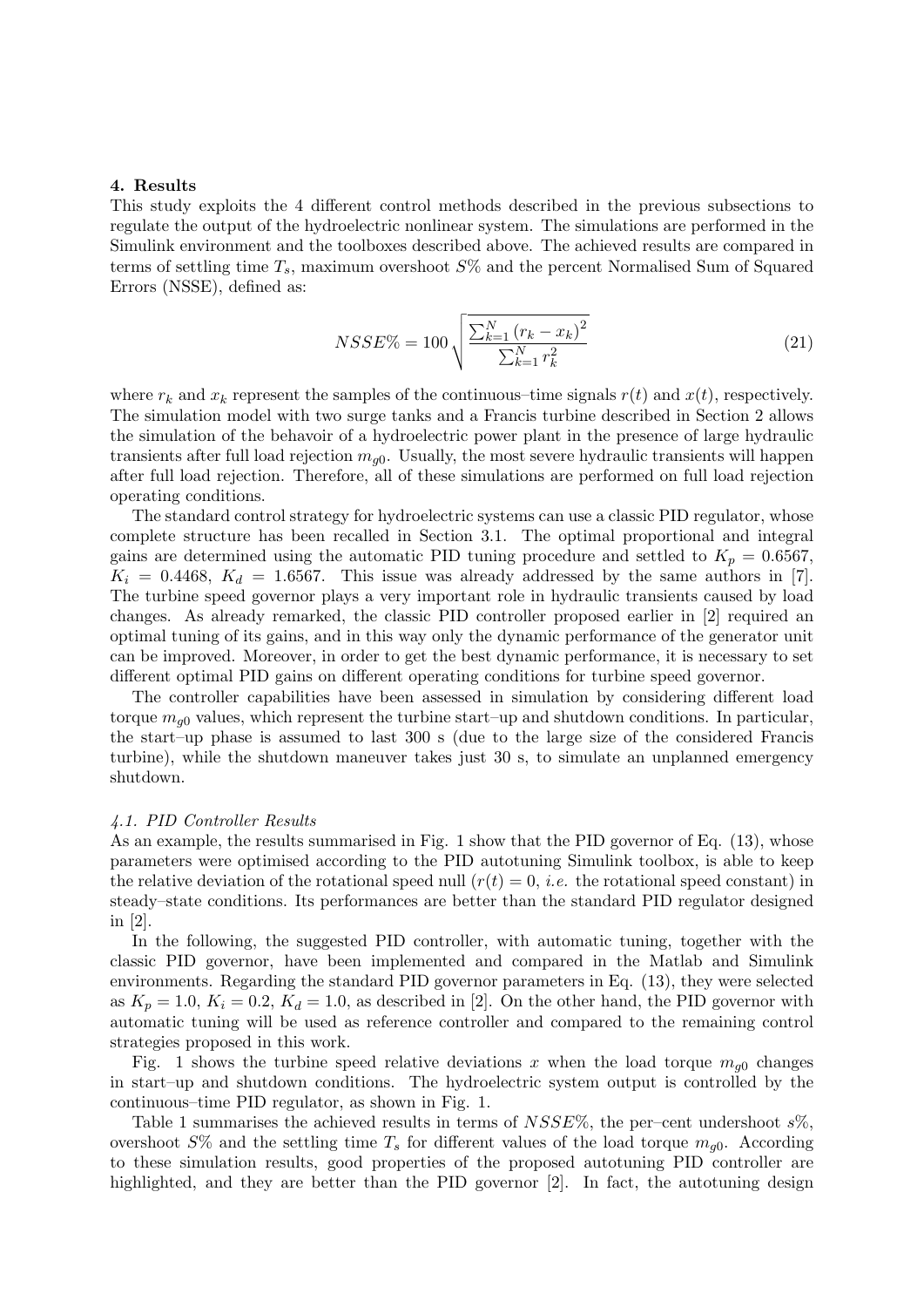## 4. Results

This study exploits the 4 different control methods described in the previous subsections to regulate the output of the hydroelectric nonlinear system. The simulations are performed in the Simulink environment and the toolboxes described above. The achieved results are compared in terms of settling time $T_s$, maximum overshoot $S\%$ and the percent Normalised Sum of Squared Errors (NSSE), defined as:

$$NSSE\% = 100\sqrt{\frac{\sum_{k=1}^{N}(r_k - x_k)^2}{\sum_{k=1}^{N} r_k^2}} \tag{21}$$

where $r_k$ and $x_k$ represent the samples of the continuous–time signals $r(t)$ and $x(t)$, respectively. The simulation model with two surge tanks and a Francis turbine described in Section 2 allows the simulation of the behavoir of a hydroelectric power plant in the presence of large hydraulic transients after full load rejection $m_{g0}$. Usually, the most severe hydraulic transients will happen after full load rejection. Therefore, all of these simulations are performed on full load rejection operating conditions.

The standard control strategy for hydroelectric systems can use a classic PID regulator, whose complete structure has been recalled in Section 3.1. The optimal proportional and integral gains are determined using the automatic PID tuning procedure and settled to $K_p = 0.6567$, $K_i = 0.4468$, $K_d = 1.6567$. This issue was already addressed by the same authors in [7]. The turbine speed governor plays a very important role in hydraulic transients caused by load changes. As already remarked, the classic PID controller proposed earlier in [2] required an optimal tuning of its gains, and in this way only the dynamic performance of the generator unit can be improved. Moreover, in order to get the best dynamic performance, it is necessary to set different optimal PID gains on different operating conditions for turbine speed governor.

The controller capabilities have been assessed in simulation by considering different load torque $m_{g0}$ values, which represent the turbine start–up and shutdown conditions. In particular, the start–up phase is assumed to last 300 s (due to the large size of the considered Francis turbine), while the shutdown maneuver takes just 30 s, to simulate an unplanned emergency shutdown.

### *4.1. PID Controller Results*

As an example, the results summarised in Fig. 1 show that the PID governor of Eq. (13), whose parameters were optimised according to the PID autotuning Simulink toolbox, is able to keep the relative deviation of the rotational speed null ($r(t) = 0$, *i.e.* the rotational speed constant) in steady–state conditions. Its performances are better than the standard PID regulator designed in [2].

In the following, the suggested PID controller, with automatic tuning, together with the classic PID governor, have been implemented and compared in the Matlab and Simulink environments. Regarding the standard PID governor parameters in Eq. (13), they were selected as $K_p = 1.0$, $K_i = 0.2$, $K_d = 1.0$, as described in [2]. On the other hand, the PID governor with automatic tuning will be used as reference controller and compared to the remaining control strategies proposed in this work.

Fig. 1 shows the turbine speed relative deviations $x$ when the load torque $m_{g0}$ changes in start–up and shutdown conditions. The hydroelectric system output is controlled by the continuous–time PID regulator, as shown in Fig. 1.

Table 1 summarises the achieved results in terms of $NSSE\%$, the per–cent undershoot $s\%$, overshoot $S\%$ and the settling time $T_s$ for different values of the load torque $m_{g0}$. According to these simulation results, good properties of the proposed autotuning PID controller are highlighted, and they are better than the PID governor [2]. In fact, the autotuning design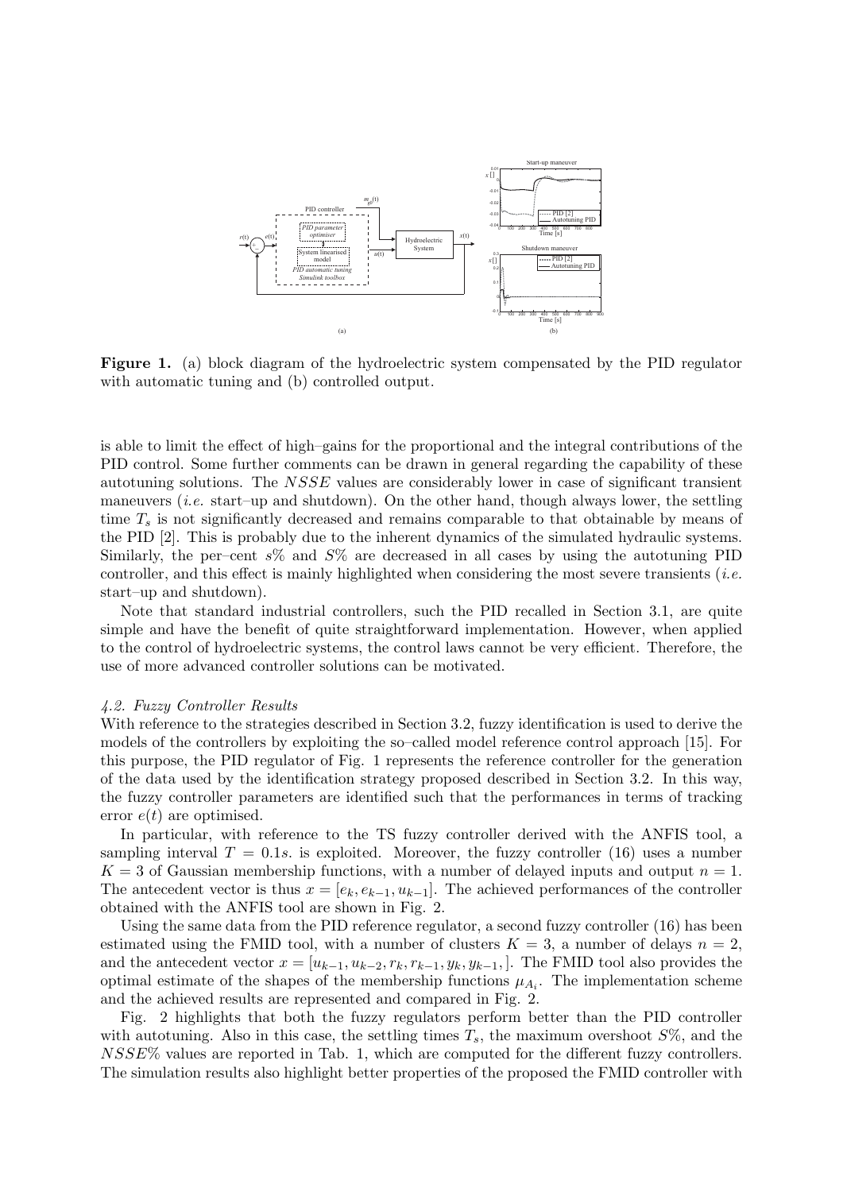**Figure 1.** (a) block diagram of the hydroelectric system compensated by the PID regulator with automatic tuning and (b) controlled output.

is able to limit the effect of high–gains for the proportional and the integral contributions of the PID control. Some further comments can be drawn in general regarding the capability of these autotuning solutions. The $NSSE$ values are considerably lower in case of significant transient maneuvers (*i.e.* start–up and shutdown). On the other hand, though always lower, the settling time $T_s$ is not significantly decreased and remains comparable to that obtainable by means of the PID [2]. This is probably due to the inherent dynamics of the simulated hydraulic systems. Similarly, the per–cent $s\%$ and $S\%$ are decreased in all cases by using the autotuning PID controller, and this effect is mainly highlighted when considering the most severe transients (*i.e.* start–up and shutdown).

Note that standard industrial controllers, such the PID recalled in Section 3.1, are quite simple and have the benefit of quite straightforward implementation. However, when applied to the control of hydroelectric systems, the control laws cannot be very efficient. Therefore, the use of more advanced controller solutions can be motivated.

### *4.2. Fuzzy Controller Results*

With reference to the strategies described in Section 3.2, fuzzy identification is used to derive the models of the controllers by exploiting the so–called model reference control approach [15]. For this purpose, the PID regulator of Fig. 1 represents the reference controller for the generation of the data used by the identification strategy proposed described in Section 3.2. In this way, the fuzzy controller parameters are identified such that the performances in terms of tracking error $e(t)$ are optimised.

In particular, with reference to the TS fuzzy controller derived with the ANFIS tool, a sampling interval $T = 0.1s$. is exploited. Moreover, the fuzzy controller (16) uses a number $K = 3$ of Gaussian membership functions, with a number of delayed inputs and output $n = 1$. The antecedent vector is thus $x = [e_k, e_{k-1}, u_{k-1}]$. The achieved performances of the controller obtained with the ANFIS tool are shown in Fig. 2.

Using the same data from the PID reference regulator, a second fuzzy controller (16) has been estimated using the FMID tool, with a number of clusters $K = 3$, a number of delays $n = 2$, and the antecedent vector $x = [u_{k-1}, u_{k-2}, r_k, r_{k-1}, y_k, y_{k-1},]$. The FMID tool also provides the optimal estimate of the shapes of the membership functions $\mu_{A_i}$. The implementation scheme and the achieved results are represented and compared in Fig. 2.

Fig. 2 highlights that both the fuzzy regulators perform better than the PID controller with autotuning. Also in this case, the settling times $T_s$, the maximum overshoot $S\%$, and the $NSSE\%$ values are reported in Tab. 1, which are computed for the different fuzzy controllers. The simulation results also highlight better properties of the proposed the FMID controller with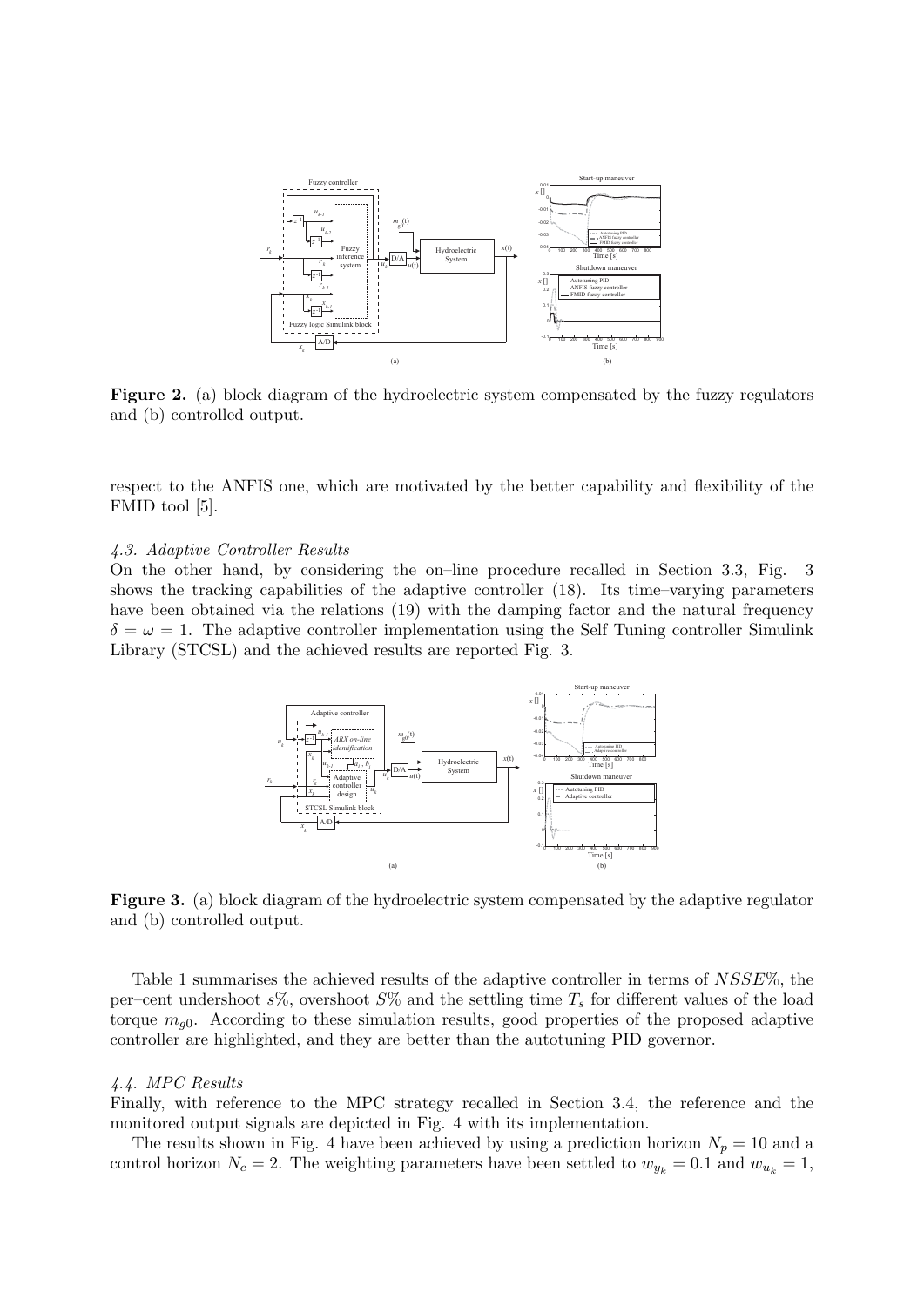**Figure 2.** (a) block diagram of the hydroelectric system compensated by the fuzzy regulators and (b) controlled output.

respect to the ANFIS one, which are motivated by the better capability and flexibility of the FMID tool [5].

### 4.3. Adaptive Controller Results

On the other hand, by considering the on–line procedure recalled in Section 3.3, Fig. 3 shows the tracking capabilities of the adaptive controller (18). Its time–varying parameters have been obtained via the relations (19) with the damping factor and the natural frequency $\delta = \omega = 1$. The adaptive controller implementation using the Self Tuning controller Simulink Library (STCSL) and the achieved results are reported Fig. 3.

**Figure 3.** (a) block diagram of the hydroelectric system compensated by the adaptive regulator and (b) controlled output.

Table 1 summarises the achieved results of the adaptive controller in terms of $NSSE\%$, the per–cent undershoot $s\%$, overshoot $S\%$ and the settling time $T_s$ for different values of the load torque $m_{g0}$. According to these simulation results, good properties of the proposed adaptive controller are highlighted, and they are better than the autotuning PID governor.

### 4.4. MPC Results

Finally, with reference to the MPC strategy recalled in Section 3.4, the reference and the monitored output signals are depicted in Fig. 4 with its implementation.

The results shown in Fig. 4 have been achieved by using a prediction horizon $N_p = 10$ and a control horizon $N_c = 2$. The weighting parameters have been settled to $w_{y_k} = 0.1$ and $w_{u_k} = 1$,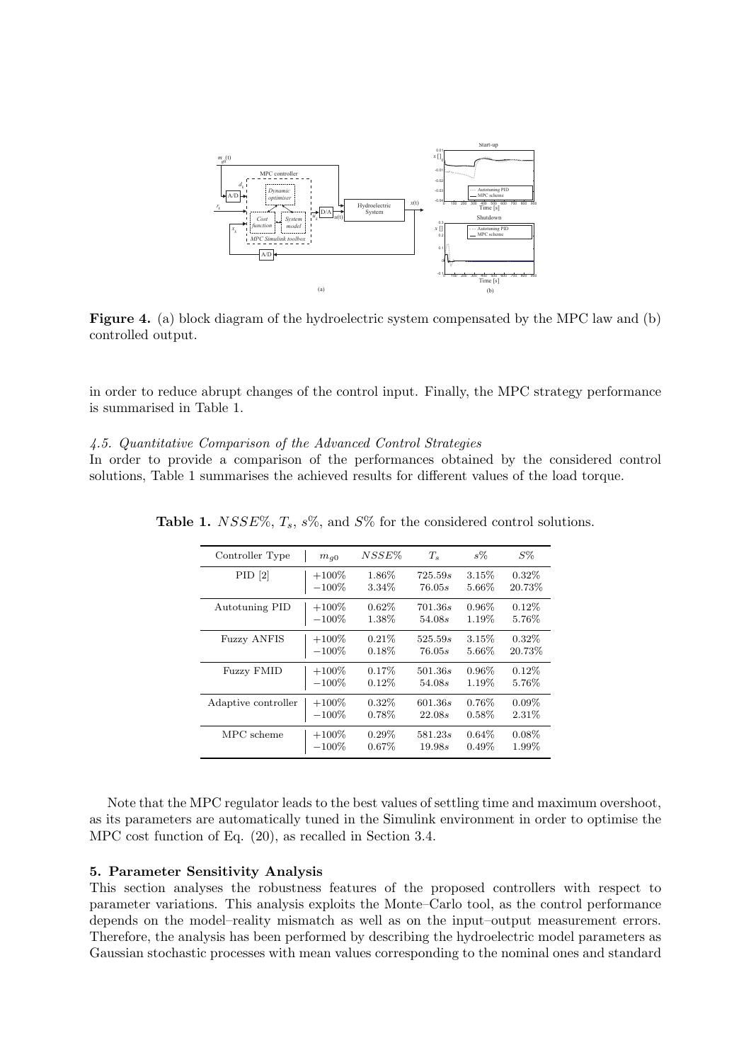**Figure 4.** (a) block diagram of the hydroelectric system compensated by the MPC law and (b) controlled output.

in order to reduce abrupt changes of the control input. Finally, the MPC strategy performance is summarised in Table 1.

### *4.5. Quantitative Comparison of the Advanced Control Strategies*

In order to provide a comparison of the performances obtained by the considered control solutions, Table 1 summarises the achieved results for different values of the load torque.

**Table 1.** $NSSE\%$, $T_s$, $s\%$, and $S\%$ for the considered control solutions.

| Controller Type | $m_{g0}$ | $NSSE\%$ | $T_s$ | $s\%$ | $S\%$ |
|---|---|---|---|---|---|
| PID [2] | $+100\%$ | 1.86% | $725.59s$ | 3.15% | 0.32% |
| | $-100\%$ | 3.34% | $76.05s$ | 5.66% | 20.73% |
| Autotuning PID | $+100\%$ | 0.62% | $701.36s$ | 0.96% | 0.12% |
| | $-100\%$ | 1.38% | $54.08s$ | 1.19% | 5.76% |
| Fuzzy ANFIS | $+100\%$ | 0.21% | $525.59s$ | 3.15% | 0.32% |
| | $-100\%$ | 0.18% | $76.05s$ | 5.66% | 20.73% |
| Fuzzy FMID | $+100\%$ | 0.17% | $501.36s$ | 0.96% | 0.12% |
| | $-100\%$ | 0.12% | $54.08s$ | 1.19% | 5.76% |
| Adaptive controller | $+100\%$ | 0.32% | $601.36s$ | 0.76% | 0.09% |
| | $-100\%$ | 0.78% | $22.08s$ | 0.58% | 2.31% |
| MPC scheme | $+100\%$ | 0.29% | $581.23s$ | 0.64% | 0.08% |
| | $-100\%$ | 0.67% | $19.98s$ | 0.49% | 1.99% |

Note that the MPC regulator leads to the best values of settling time and maximum overshoot, as its parameters are automatically tuned in the Simulink environment in order to optimise the MPC cost function of Eq. (20), as recalled in Section 3.4.

## 5. Parameter Sensitivity Analysis

This section analyses the robustness features of the proposed controllers with respect to parameter variations. This analysis exploits the Monte–Carlo tool, as the control performance depends on the model–reality mismatch as well as on the input–output measurement errors. Therefore, the analysis has been performed by describing the hydroelectric model parameters as Gaussian stochastic processes with mean values corresponding to the nominal ones and standard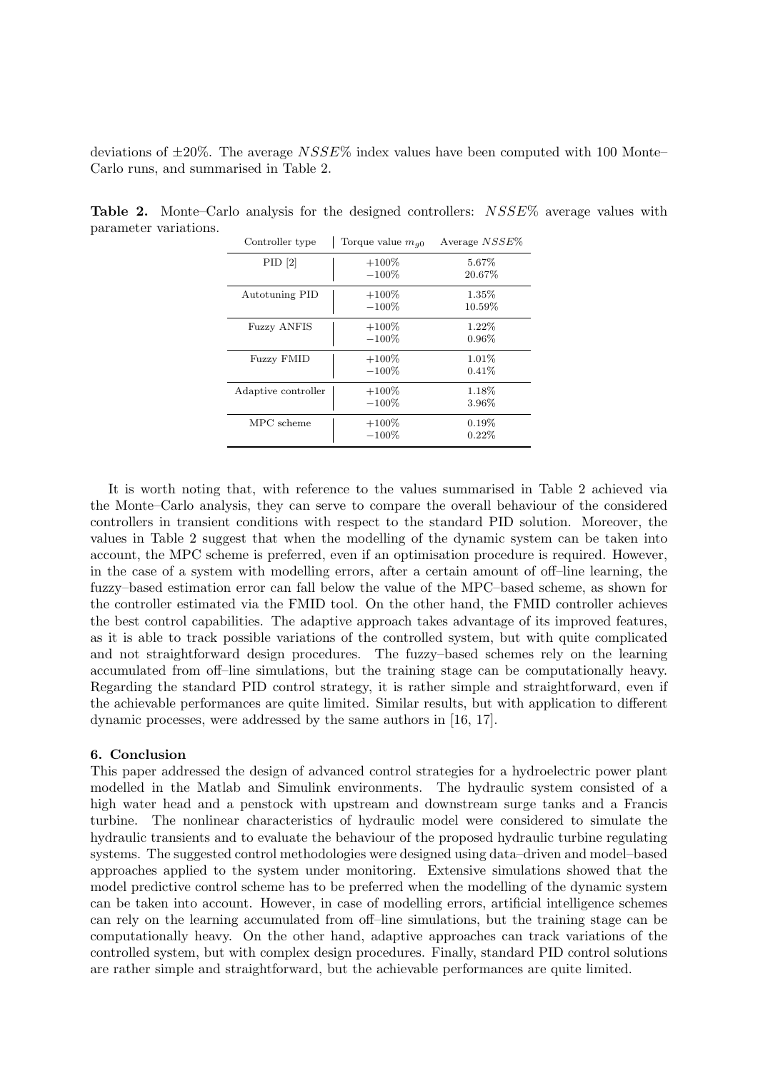deviations of $\pm 20\%$. The average $NSSE\%$ index values have been computed with 100 Monte–Carlo runs, and summarised in Table 2.

**Table 2.** Monte–Carlo analysis for the designed controllers: $NSSE\%$ average values with parameter variations.

| Controller type | Torque value $m_{g0}$ | Average $NSSE\%$ |
|---|---|---|
| PID [2] | +100% | 5.67% |
| | −100% | 20.67% |
| Autotuning PID | +100% | 1.35% |
| | −100% | 10.59% |
| Fuzzy ANFIS | +100% | 1.22% |
| | −100% | 0.96% |
| Fuzzy FMID | +100% | 1.01% |
| | −100% | 0.41% |
| Adaptive controller | +100% | 1.18% |
| | −100% | 3.96% |
| MPC scheme | +100% | 0.19% |
| | −100% | 0.22% |

It is worth noting that, with reference to the values summarised in Table 2 achieved via the Monte–Carlo analysis, they can serve to compare the overall behaviour of the considered controllers in transient conditions with respect to the standard PID solution. Moreover, the values in Table 2 suggest that when the modelling of the dynamic system can be taken into account, the MPC scheme is preferred, even if an optimisation procedure is required. However, in the case of a system with modelling errors, after a certain amount of off–line learning, the fuzzy–based estimation error can fall below the value of the MPC–based scheme, as shown for the controller estimated via the FMID tool. On the other hand, the FMID controller achieves the best control capabilities. The adaptive approach takes advantage of its improved features, as it is able to track possible variations of the controlled system, but with quite complicated and not straightforward design procedures. The fuzzy–based schemes rely on the learning accumulated from off–line simulations, but the training stage can be computationally heavy. Regarding the standard PID control strategy, it is rather simple and straightforward, even if the achievable performances are quite limited. Similar results, but with application to different dynamic processes, were addressed by the same authors in [16, 17].

## 6. Conclusion

This paper addressed the design of advanced control strategies for a hydroelectric power plant modelled in the Matlab and Simulink environments. The hydraulic system consisted of a high water head and a penstock with upstream and downstream surge tanks and a Francis turbine. The nonlinear characteristics of hydraulic model were considered to simulate the hydraulic transients and to evaluate the behaviour of the proposed hydraulic turbine regulating systems. The suggested control methodologies were designed using data–driven and model–based approaches applied to the system under monitoring. Extensive simulations showed that the model predictive control scheme has to be preferred when the modelling of the dynamic system can be taken into account. However, in case of modelling errors, artificial intelligence schemes can rely on the learning accumulated from off–line simulations, but the training stage can be computationally heavy. On the other hand, adaptive approaches can track variations of the controlled system, but with complex design procedures. Finally, standard PID control solutions are rather simple and straightforward, but the achievable performances are quite limited.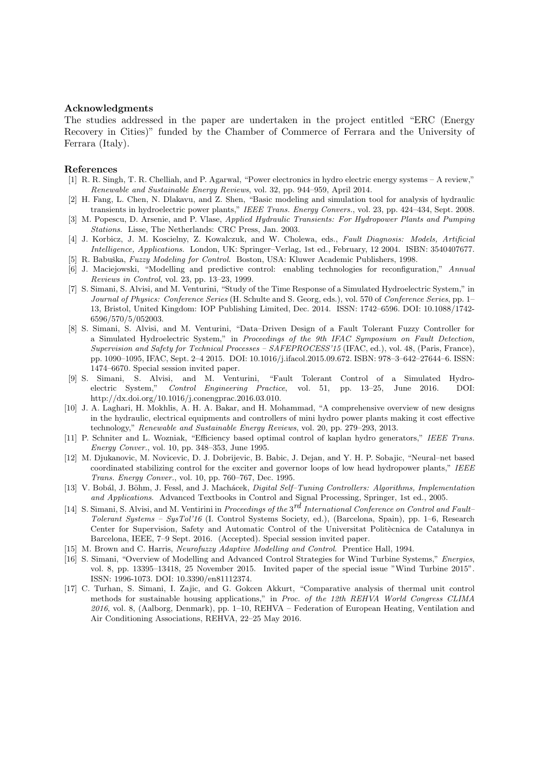### Acknowledgments

The studies addressed in the paper are undertaken in the project entitled "ERC (Energy Recovery in Cities)" funded by the Chamber of Commerce of Ferrara and the University of Ferrara (Italy).

### References

[1] R. R. Singh, T. R. Chelliah, and P. Agarwal, "Power electronics in hydro electric energy systems – A review," *Renewable and Sustainable Energy Reviews*, vol. 32, pp. 944–959, April 2014.

[2] H. Fang, L. Chen, N. Dlakavu, and Z. Shen, "Basic modeling and simulation tool for analysis of hydraulic transients in hydroelectric power plants," *IEEE Trans. Energy Convers.*, vol. 23, pp. 424–434, Sept. 2008.

[3] M. Popescu, D. Arsenie, and P. Vlase, *Applied Hydraulic Transients: For Hydropower Plants and Pumping Stations*. Lisse, The Netherlands: CRC Press, Jan. 2003.

[4] J. Korbicz, J. M. Koscielny, Z. Kowalczuk, and W. Cholewa, eds., *Fault Diagnosis: Models, Artificial Intelligence, Applications*. London, UK: Springer–Verlag, 1st ed., February, 12 2004. ISBN: 3540407677.

[5] R. Babuška, *Fuzzy Modeling for Control*. Boston, USA: Kluwer Academic Publishers, 1998.

[6] J. Maciejowski, "Modelling and predictive control: enabling technologies for reconfiguration," *Annual Reviews in Control*, vol. 23, pp. 13–23, 1999.

[7] S. Simani, S. Alvisi, and M. Venturini, "Study of the Time Response of a Simulated Hydroelectric System," in *Journal of Physics: Conference Series* (H. Schulte and S. Georg, eds.), vol. 570 of *Conference Series*, pp. 1–13, Bristol, United Kingdom: IOP Publishing Limited, Dec. 2014. ISSN: 1742–6596. DOI: 10.1088/1742-6596/570/5/052003.

[8] S. Simani, S. Alvisi, and M. Venturini, "Data–Driven Design of a Fault Tolerant Fuzzy Controller for a Simulated Hydroelectric System," in *Proceedings of the 9th IFAC Symposium on Fault Detection, Supervision and Safety for Technical Processes – SAFEPROCESS'15* (IFAC, ed.), vol. 48, (Paris, France), pp. 1090–1095, IFAC, Sept. 2–4 2015. DOI: 10.1016/j.ifacol.2015.09.672. ISBN: 978–3–642–27644–6. ISSN: 1474–6670. Special session invited paper.

[9] S. Simani, S. Alvisi, and M. Venturini, "Fault Tolerant Control of a Simulated Hydroelectric System," *Control Engineering Practice*, vol. 51, pp. 13–25, June 2016. DOI: http://dx.doi.org/10.1016/j.conengprac.2016.03.010.

[10] J. A. Laghari, H. Mokhlis, A. H. A. Bakar, and H. Mohammad, "A comprehensive overview of new designs in the hydraulic, electrical equipments and controllers of mini hydro power plants making it cost effective technology," *Renewable and Sustainable Energy Reviews*, vol. 20, pp. 279–293, 2013.

[11] P. Schniter and L. Wozniak, "Efficiency based optimal control of kaplan hydro generators," *IEEE Trans. Energy Conver.*, vol. 10, pp. 348–353, June 1995.

[12] M. Djukanovic, M. Novicevic, D. J. Dobrijevic, B. Babic, J. Dejan, and Y. H. P. Sobajic, "Neural–net based coordinated stabilizing control for the exciter and governor loops of low head hydropower plants," *IEEE Trans. Energy Conver.*, vol. 10, pp. 760–767, Dec. 1995.

[13] V. Bobál, J. Böhm, J. Fessl, and J. Machácek, *Digital Self–Tuning Controllers: Algorithms, Implementation and Applications*. Advanced Textbooks in Control and Signal Processing, Springer, 1st ed., 2005.

[14] S. Simani, S. Alvisi, and M. Ventirini in *Proceedings of the $3^{rd}$ International Conference on Control and Fault–Tolerant Systems – SysTol'16* (I. Control Systems Society, ed.), (Barcelona, Spain), pp. 1–6, Research Center for Supervision, Safety and Automatic Control of the Universitat Politècnica de Catalunya in Barcelona, IEEE, 7–9 Sept. 2016. (Accepted). Special session invited paper.

[15] M. Brown and C. Harris, *Neurofuzzy Adaptive Modelling and Control*. Prentice Hall, 1994.

[16] S. Simani, "Overview of Modelling and Advanced Control Strategies for Wind Turbine Systems," *Energies*, vol. 8, pp. 13395–13418, 25 November 2015. Invited paper of the special issue "Wind Turbine 2015". ISSN: 1996-1073. DOI: 10.3390/en81112374.

[17] C. Turhan, S. Simani, I. Zajic, and G. Gokcen Akkurt, "Comparative analysis of thermal unit control methods for sustainable housing applications," in *Proc. of the 12th REHVA World Congress CLIMA 2016*, vol. 8, (Aalborg, Denmark), pp. 1–10, REHVA – Federation of European Heating, Ventilation and Air Conditioning Associations, REHVA, 22–25 May 2016.